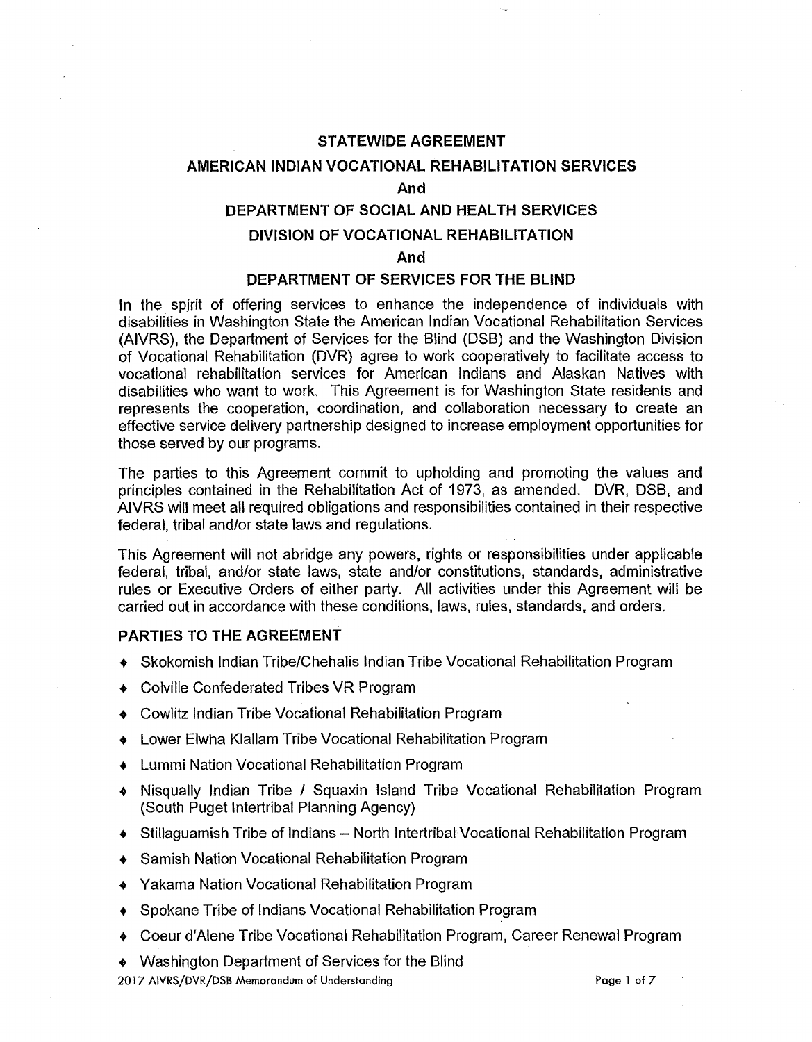# STATEWIDE AGREEMENT

## AMERICAN INDIAN VOCATIONAL REHABILITATION SERVICES

## And

## DEPARTMENT OF SOCIAL AND HEALTH SERVICES

## DIVISION OF VOCATIONAL REHABILITATION

## And

## DEPARTMENT OF SERVICES FOR THE BLIND

In the spirit of offering services to enhance the independence of individuals with disabilities in Washington State the American Indian Vocational Rehabilitation Services (AIVRS), the Department of Services for the Blind (DSB) and the Washington Division of Vocational Rehabilitation (DVR) agree to work cooperatively to facilitate access to vocational rehabilitation services for American Indians and Alaskan Natives with disabilities who want to work. This Agreement is for Washington State residents and represents the cooperation, coordination, and collaboration necessary to create an effective service delivery partnership designed to increase employment opportunities for those served by our programs.

The parties to this Agreement commit to upholding and promoting the values and principles contained in the Rehabilitation Act of 1973, as amended. DVR, DSB, and AIVRS will meet all required obligations and responsibilities contained in their respective federal, tribal and/or state laws and regulations.

This Agreement will not abridge any powers, rights or responsibilities under applicable federal, tribal, and/or state laws, state and/or constitutions, standards, administrative rules or Executive Orders of either party. All activities under this Agreement will be carried out in accordance with these conditions, laws, rules, standards, and orders.

### PARTIES TO THE AGREEMENT

- Skokomish Indian Tribe/Chehalis Indian Tribe Vocational Rehabilitation Program
- Colville Confederated Tribes VR Program
- Cowlitz Indian Tribe Vocational Rehabilitation Program
- Lower Elwha Klallam Tribe Vocational Rehabilitation Program
- Lummi Nation Vocational Rehabilitation Program
- Nisqually Indian Tribe / Squaxin Island Tribe Vocational Rehabilitation Program (South Puget Intertribal Planning Agency)
- Stillaguamish Tribe of Indians – North Intertribal Vocational Rehabilitation Program
- Samish Nation Vocational Rehabilitation Program
- Yakama Nation Vocational Rehabilitation Program
- Spokane Tribe of Indians Vocational Rehabilitation Program
- Coeur d'Alene Tribe Vocational Rehabilitation Program, Career Renewal Program
- Washington Department of Services for the Blind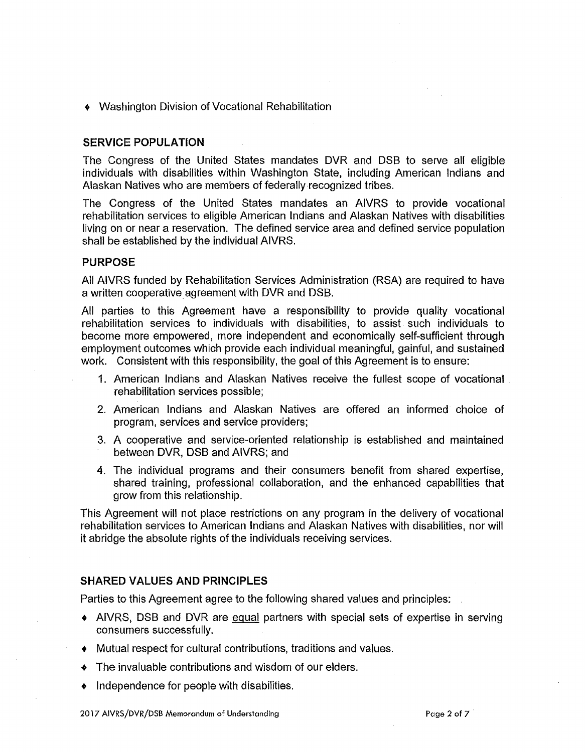- Washington Division of Vocational Rehabilitation

## SERVICE POPULATION

The Congress of the United States mandates DVR and DSB to serve all eligible individuals with disabilities within Washington State, including American Indians and Alaskan Natives who are members of federally recognized tribes.

The Congress of the United States mandates an AIVRS to provide vocational rehabilitation services to eligible American Indians and Alaskan Natives with disabilities living on or near a reservation. The defined service area and defined service population shall be established by the individual AIVRS.

## PURPOSE

All AIVRS funded by Rehabilitation Services Administration (RSA) are required to have a written cooperative agreement with DVR and DSB.

All parties to this Agreement have a responsibility to provide quality vocational rehabilitation services to individuals with disabilities, to assist such individuals to become more empowered, more independent and economically self-sufficient through employment outcomes which provide each individual meaningful, gainful, and sustained work. Consistent with this responsibility, the goal of this Agreement is to ensure:

1. American Indians and Alaskan Natives receive the fullest scope of vocational rehabilitation services possible;
2. American Indians and Alaskan Natives are offered an informed choice of program, services and service providers;
3. A cooperative and service-oriented relationship is established and maintained between DVR, DSB and AIVRS; and
4. The individual programs and their consumers benefit from shared expertise, shared training, professional collaboration, and the enhanced capabilities that grow from this relationship.

This Agreement will not place restrictions on any program in the delivery of vocational rehabilitation services to American Indians and Alaskan Natives with disabilities, nor will it abridge the absolute rights of the individuals receiving services.

## SHARED VALUES AND PRINCIPLES

Parties to this Agreement agree to the following shared values and principles:

- AIVRS, DSB and DVR are equal partners with special sets of expertise in serving consumers successfully.
- Mutual respect for cultural contributions, traditions and values.
- The invaluable contributions and wisdom of our elders.
- Independence for people with disabilities.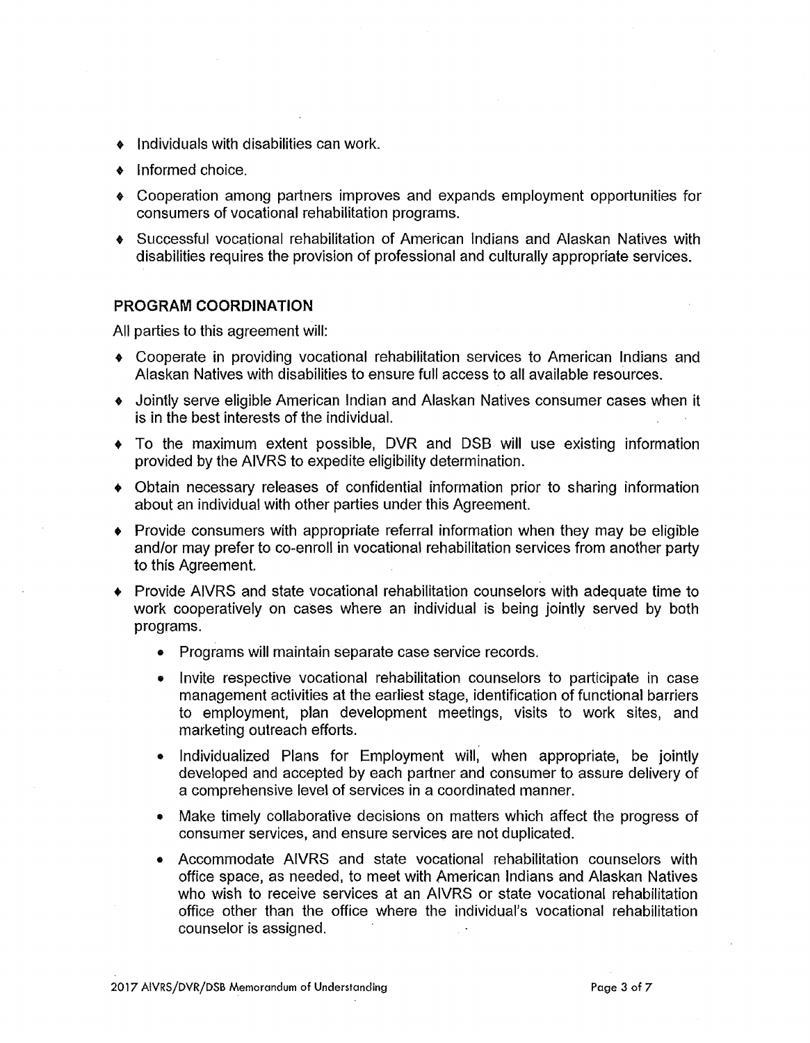- Individuals with disabilities can work.
- Informed choice.
- Cooperation among partners improves and expands employment opportunities for consumers of vocational rehabilitation programs.
- Successful vocational rehabilitation of American Indians and Alaskan Natives with disabilities requires the provision of professional and culturally appropriate services.

## PROGRAM COORDINATION

All parties to this agreement will:

- Cooperate in providing vocational rehabilitation services to American Indians and Alaskan Natives with disabilities to ensure full access to all available resources.
- Jointly serve eligible American Indian and Alaskan Natives consumer cases when it is in the best interests of the individual.
- To the maximum extent possible, DVR and DSB will use existing information provided by the AIVRS to expedite eligibility determination.
- Obtain necessary releases of confidential information prior to sharing information about an individual with other parties under this Agreement.
- Provide consumers with appropriate referral information when they may be eligible and/or may prefer to co-enroll in vocational rehabilitation services from another party to this Agreement.
- Provide AIVRS and state vocational rehabilitation counselors with adequate time to work cooperatively on cases where an individual is being jointly served by both programs.
  - Programs will maintain separate case service records.
  - Invite respective vocational rehabilitation counselors to participate in case management activities at the earliest stage, identification of functional barriers to employment, plan development meetings, visits to work sites, and marketing outreach efforts.
  - Individualized Plans for Employment will, when appropriate, be jointly developed and accepted by each partner and consumer to assure delivery of a comprehensive level of services in a coordinated manner.
  - Make timely collaborative decisions on matters which affect the progress of consumer services, and ensure services are not duplicated.
  - Accommodate AIVRS and state vocational rehabilitation counselors with office space, as needed, to meet with American Indians and Alaskan Natives who wish to receive services at an AIVRS or state vocational rehabilitation office other than the office where the individual's vocational rehabilitation counselor is assigned.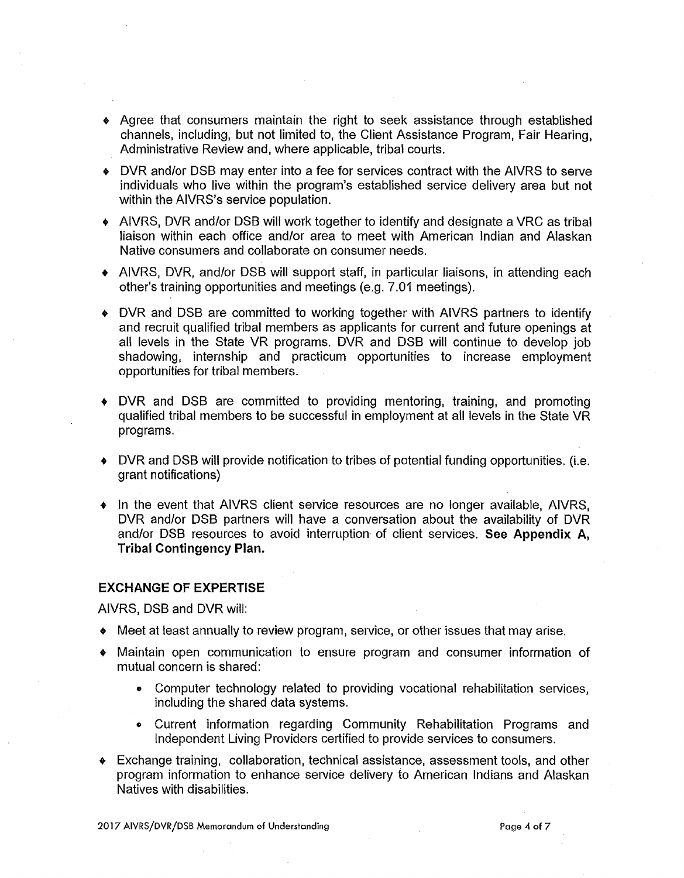- Agree that consumers maintain the right to seek assistance through established channels, including, but not limited to, the Client Assistance Program, Fair Hearing, Administrative Review and, where applicable, tribal courts.
- DVR and/or DSB may enter into a fee for services contract with the AIVRS to serve individuals who live within the program's established service delivery area but not within the AIVRS's service population.
- AIVRS, DVR and/or DSB will work together to identify and designate a VRC as tribal liaison within each office and/or area to meet with American Indian and Alaskan Native consumers and collaborate on consumer needs.
- AIVRS, DVR, and/or DSB will support staff, in particular liaisons, in attending each other's training opportunities and meetings (e.g. 7.01 meetings).
- DVR and DSB are committed to working together with AIVRS partners to identify and recruit qualified tribal members as applicants for current and future openings at all levels in the State VR programs. DVR and DSB will continue to develop job shadowing, internship and practicum opportunities to increase employment opportunities for tribal members.
- DVR and DSB are committed to providing mentoring, training, and promoting qualified tribal members to be successful in employment at all levels in the State VR programs.
- DVR and DSB will provide notification to tribes of potential funding opportunities. (i.e. grant notifications)
- In the event that AIVRS client service resources are no longer available, AIVRS, DVR and/or DSB partners will have a conversation about the availability of DVR and/or DSB resources to avoid interruption of client services. **See Appendix A, Tribal Contingency Plan.**

### EXCHANGE OF EXPERTISE

AIVRS, DSB and DVR will:

- Meet at least annually to review program, service, or other issues that may arise.
- Maintain open communication to ensure program and consumer information of mutual concern is shared:
    - Computer technology related to providing vocational rehabilitation services, including the shared data systems.
    - Current information regarding Community Rehabilitation Programs and Independent Living Providers certified to provide services to consumers.
- Exchange training, collaboration, technical assistance, assessment tools, and other program information to enhance service delivery to American Indians and Alaskan Natives with disabilities.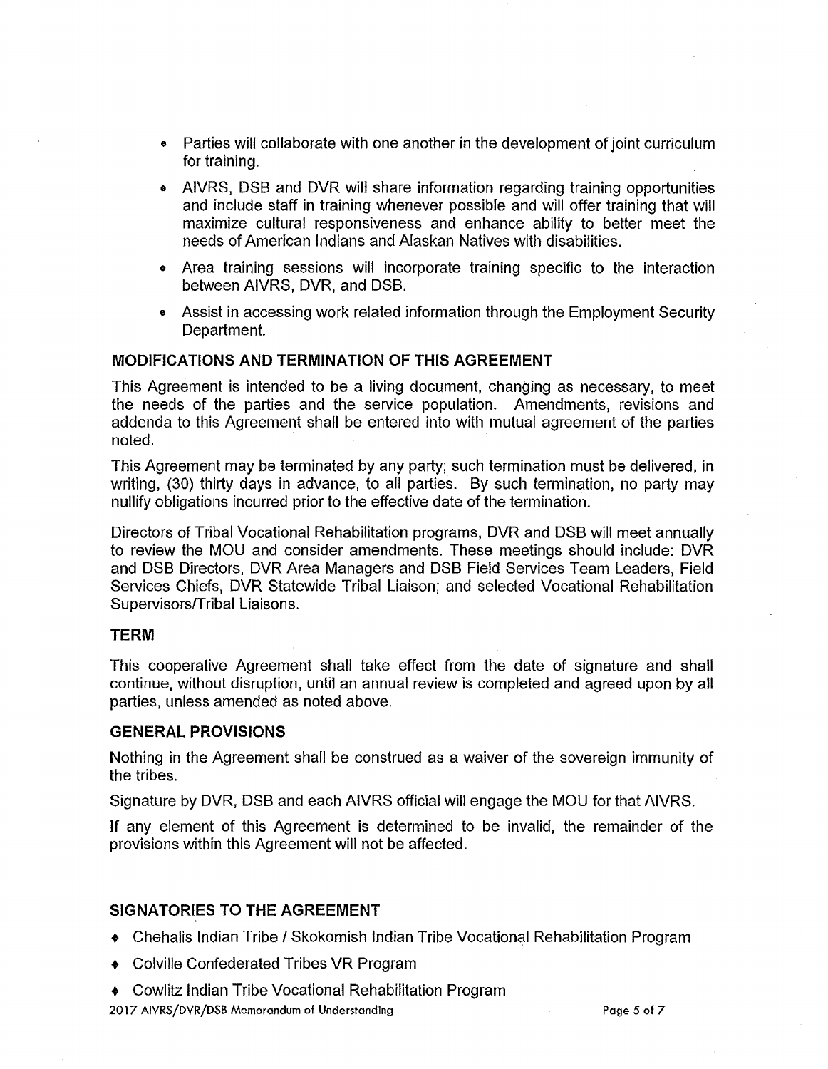- Parties will collaborate with one another in the development of joint curriculum for training.
- AIVRS, DSB and DVR will share information regarding training opportunities and include staff in training whenever possible and will offer training that will maximize cultural responsiveness and enhance ability to better meet the needs of American Indians and Alaskan Natives with disabilities.
- Area training sessions will incorporate training specific to the interaction between AIVRS, DVR, and DSB.
- Assist in accessing work related information through the Employment Security Department.

### MODIFICATIONS AND TERMINATION OF THIS AGREEMENT

This Agreement is intended to be a living document, changing as necessary, to meet the needs of the parties and the service population. Amendments, revisions and addenda to this Agreement shall be entered into with mutual agreement of the parties noted.

This Agreement may be terminated by any party; such termination must be delivered, in writing, (30) thirty days in advance, to all parties. By such termination, no party may nullify obligations incurred prior to the effective date of the termination.

Directors of Tribal Vocational Rehabilitation programs, DVR and DSB will meet annually to review the MOU and consider amendments. These meetings should include: DVR and DSB Directors, DVR Area Managers and DSB Field Services Team Leaders, Field Services Chiefs, DVR Statewide Tribal Liaison; and selected Vocational Rehabilitation Supervisors/Tribal Liaisons.

### TERM

This cooperative Agreement shall take effect from the date of signature and shall continue, without disruption, until an annual review is completed and agreed upon by all parties, unless amended as noted above.

### GENERAL PROVISIONS

Nothing in the Agreement shall be construed as a waiver of the sovereign immunity of the tribes.

Signature by DVR, DSB and each AIVRS official will engage the MOU for that AIVRS.

If any element of this Agreement is determined to be invalid, the remainder of the provisions within this Agreement will not be affected.

### SIGNATORIES TO THE AGREEMENT

- Chehalis Indian Tribe / Skokomish Indian Tribe Vocational Rehabilitation Program
- Colville Confederated Tribes VR Program
- Cowlitz Indian Tribe Vocational Rehabilitation Program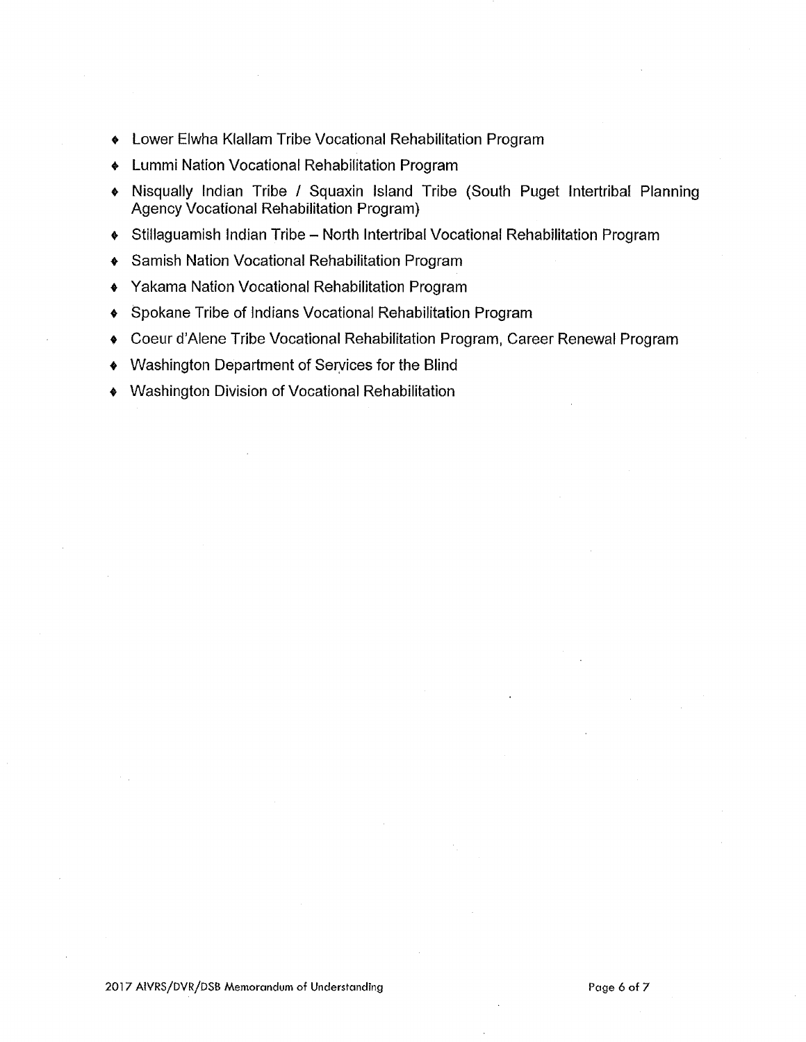- Lower Elwha Klallam Tribe Vocational Rehabilitation Program
- Lummi Nation Vocational Rehabilitation Program
- Nisqually Indian Tribe / Squaxin Island Tribe (South Puget Intertribal Planning Agency Vocational Rehabilitation Program)
- Stillaguamish Indian Tribe – North Intertribal Vocational Rehabilitation Program
- Samish Nation Vocational Rehabilitation Program
- Yakama Nation Vocational Rehabilitation Program
- Spokane Tribe of Indians Vocational Rehabilitation Program
- Coeur d'Alene Tribe Vocational Rehabilitation Program, Career Renewal Program
- Washington Department of Services for the Blind
- Washington Division of Vocational Rehabilitation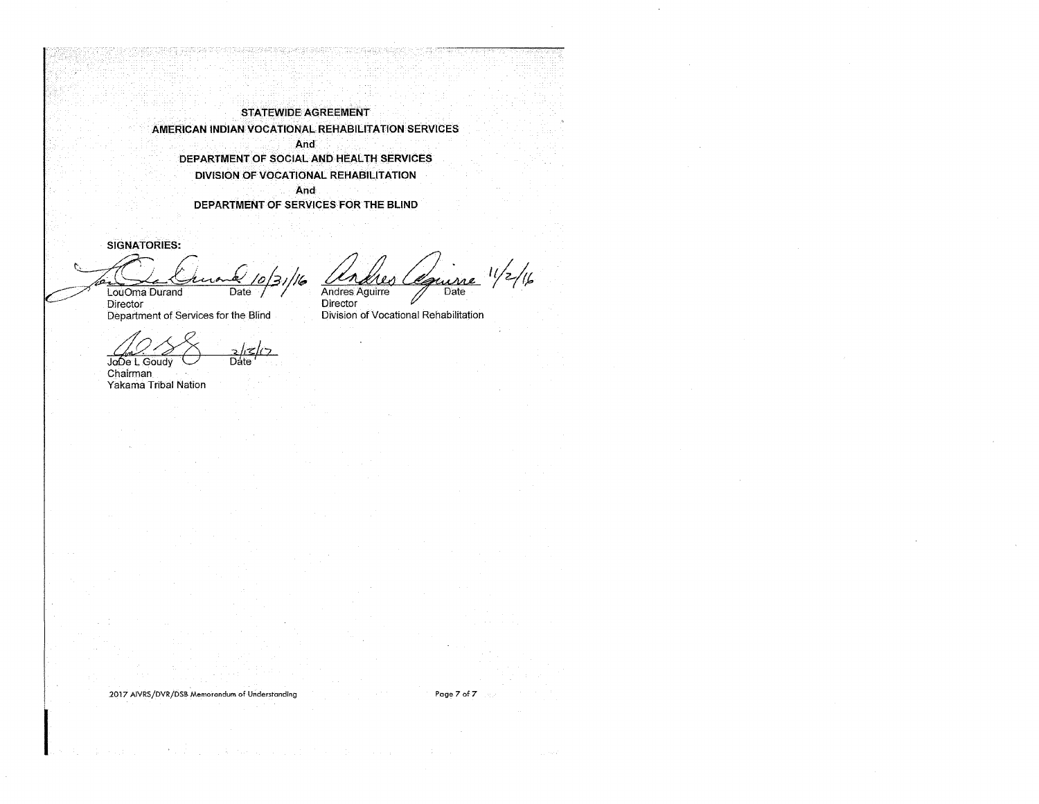**STATEWIDE AGREEMENT**

**AMERICAN INDIAN VOCATIONAL REHABILITATION SERVICES**

**And**

**DEPARTMENT OF SOCIAL AND HEALTH SERVICES**

**DIVISION OF VOCATIONAL REHABILITATION**

**And**

**DEPARTMENT OF SERVICES FOR THE BLIND**

**SIGNATORIES:**

| | |
|---|---|
| 10/31/16 | 11/2/16 |
| LouOma Durand  Date | Andres Aguirre  Date |
| Director | Director |
| Department of Services for the Blind | Division of Vocational Rehabilitation |

2/13/17

JoDe L Goudy  Date

Chairman

Yakama Tribal Nation

2017 AIVRS/DVR/DSB Memorandum of Understanding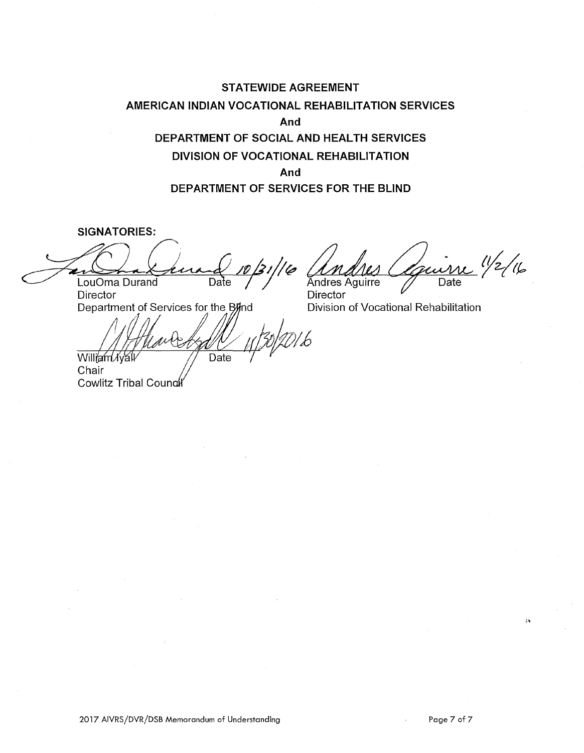**STATEWIDE AGREEMENT**

**AMERICAN INDIAN VOCATIONAL REHABILITATION SERVICES**

**And**

**DEPARTMENT OF SOCIAL AND HEALTH SERVICES**

**DIVISION OF VOCATIONAL REHABILITATION**

**And**

**DEPARTMENT OF SERVICES FOR THE BLIND**

**SIGNATORIES:**

LouOma Durand — Date 10/31/16
Director
Department of Services for the Blind

Andres Aguirre — Date 11/2/16
Director
Division of Vocational Rehabilitation

William Iyall — Date 11/30/2016
Chair
Cowlitz Tribal Council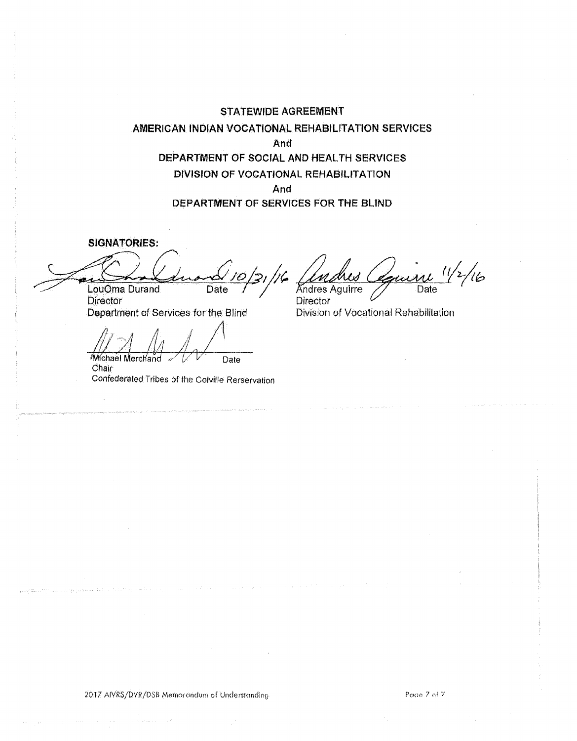**STATEWIDE AGREEMENT**

**AMERICAN INDIAN VOCATIONAL REHABILITATION SERVICES**

**And**

**DEPARTMENT OF SOCIAL AND HEALTH SERVICES**

**DIVISION OF VOCATIONAL REHABILITATION**

**And**

**DEPARTMENT OF SERVICES FOR THE BLIND**

**SIGNATORIES:**

LouOma Durand — Date 10/31/16
Director
Department of Services for the Blind

Andres Aguirre — Date 11/2/16
Director
Division of Vocational Rehabilitation

Michael Merchand — Date
Chair
Confederated Tribes of the Colville Rerservation

2017 AIVRS/DVR/DSB Memorandum of Understanding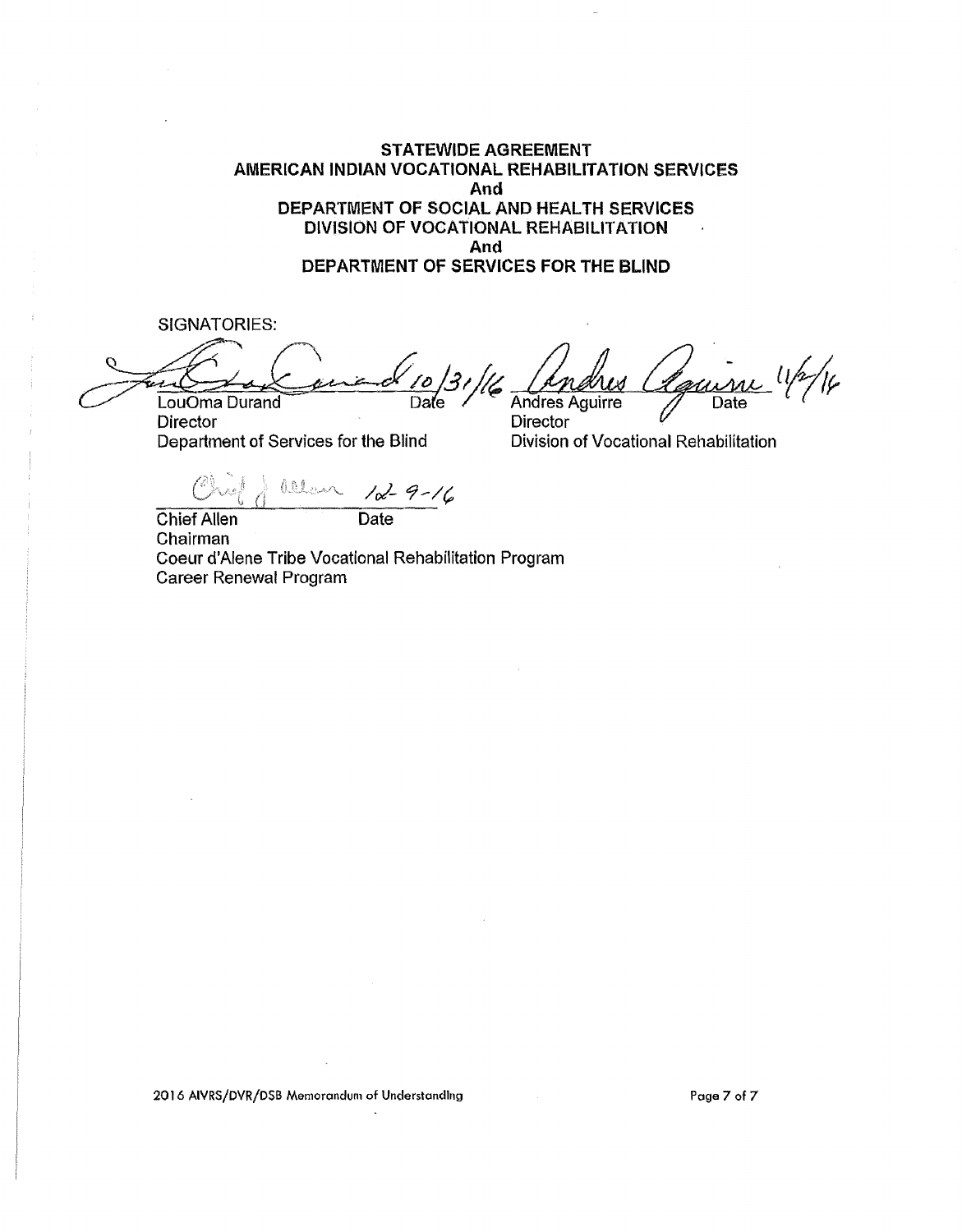**STATEWIDE AGREEMENT**
**AMERICAN INDIAN VOCATIONAL REHABILITATION SERVICES**
**And**
**DEPARTMENT OF SOCIAL AND HEALTH SERVICES**
**DIVISION OF VOCATIONAL REHABILITATION**
**And**
**DEPARTMENT OF SERVICES FOR THE BLIND**

SIGNATORIES:

| | |
|---|---|
| LouOma Durand 10/31/16 Date | Andres Aguirre 11/2/16 Date |
| Director | Director |
| Department of Services for the Blind | Division of Vocational Rehabilitation |

Chief Allen 12-9-16 Date
Chairman
Coeur d'Alene Tribe Vocational Rehabilitation Program
Career Renewal Program

2016 AIVRS/DVR/DSB Memorandum of Understanding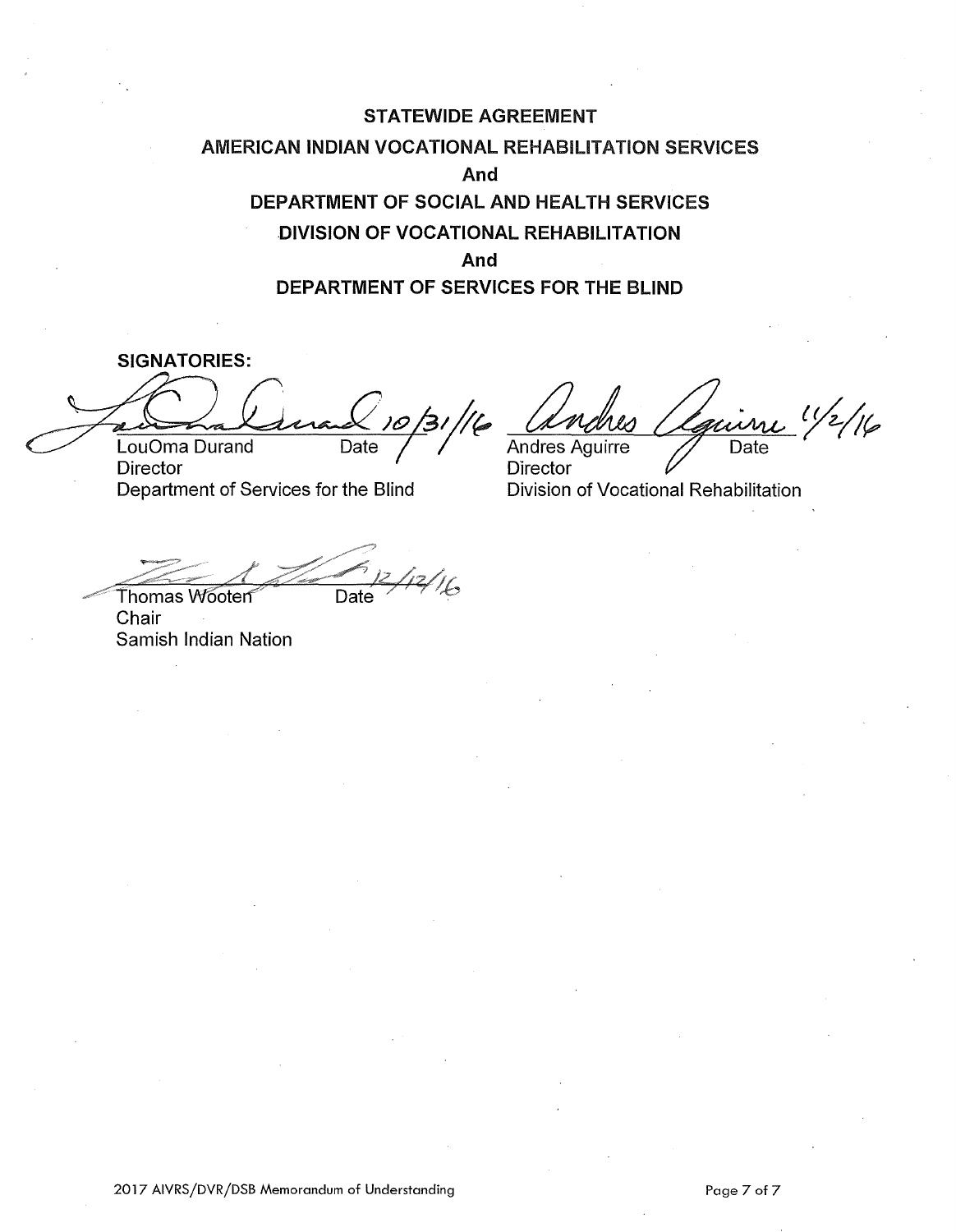**STATEWIDE AGREEMENT**

**AMERICAN INDIAN VOCATIONAL REHABILITATION SERVICES**

**And**

**DEPARTMENT OF SOCIAL AND HEALTH SERVICES**

**DIVISION OF VOCATIONAL REHABILITATION**

**And**

**DEPARTMENT OF SERVICES FOR THE BLIND**

**SIGNATORIES:**

10/31/16

LouOma Durand — Date
Director
Department of Services for the Blind

11/2/16

Andres Aguirre — Date
Director
Division of Vocational Rehabilitation

12/12/16

Thomas Wooten — Date
Chair
Samish Indian Nation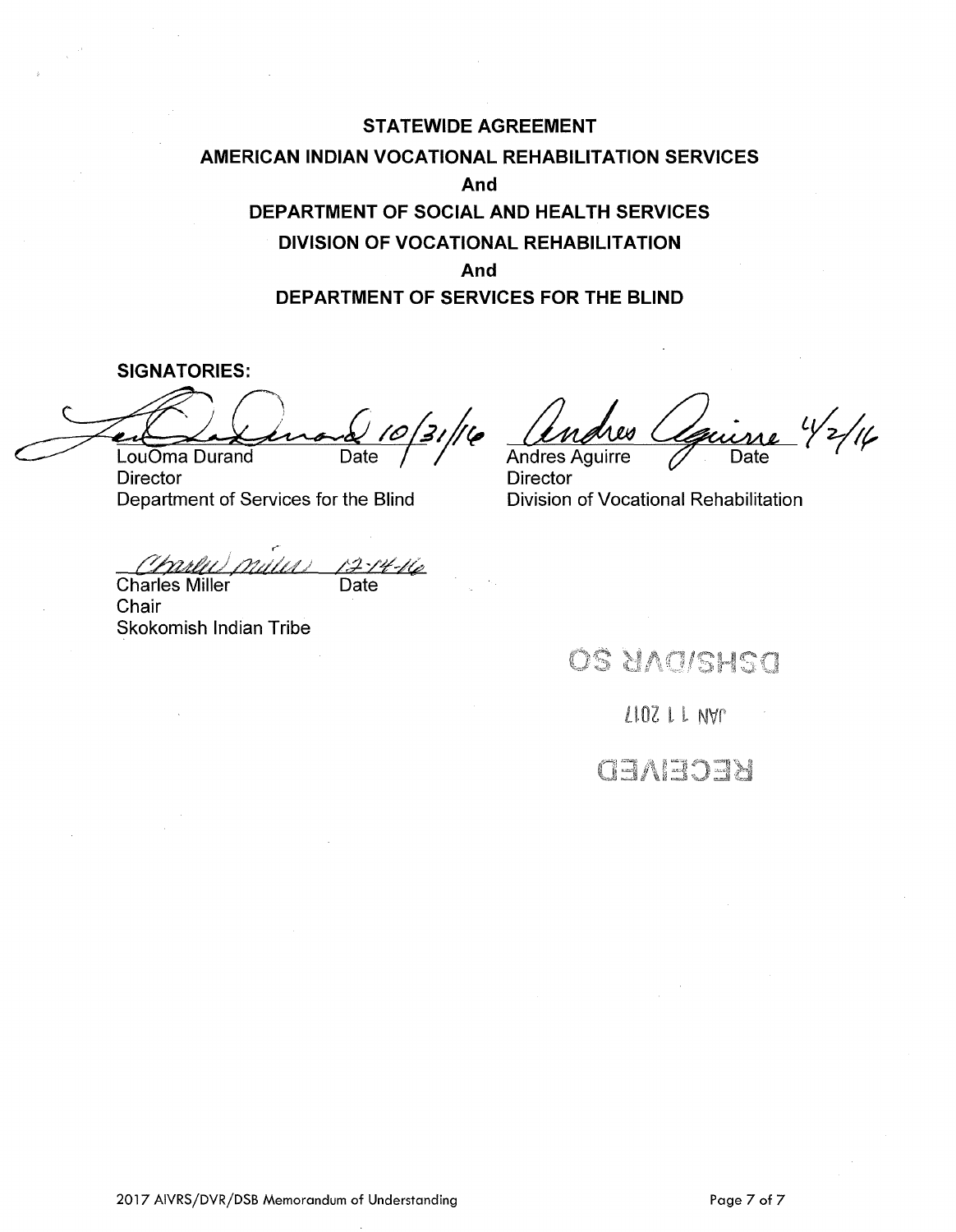**STATEWIDE AGREEMENT**

**AMERICAN INDIAN VOCATIONAL REHABILITATION SERVICES**

**And**

**DEPARTMENT OF SOCIAL AND HEALTH SERVICES**

**DIVISION OF VOCATIONAL REHABILITATION**

**And**

**DEPARTMENT OF SERVICES FOR THE BLIND**

**SIGNATORIES:**

| | |
|---|---|
| LouOma Durand 10/31/16 | Andres Aguirre 4/2/16 |
| LouOma Durand — Date | Andres Aguirre — Date |
| Director | Director |
| Department of Services for the Blind | Division of Vocational Rehabilitation |

Charles Miller 12-14-16

Charles Miller — Date

Chair

Skokomish Indian Tribe

DSHS/DVR SO

JAN 11 2017

RECEIVED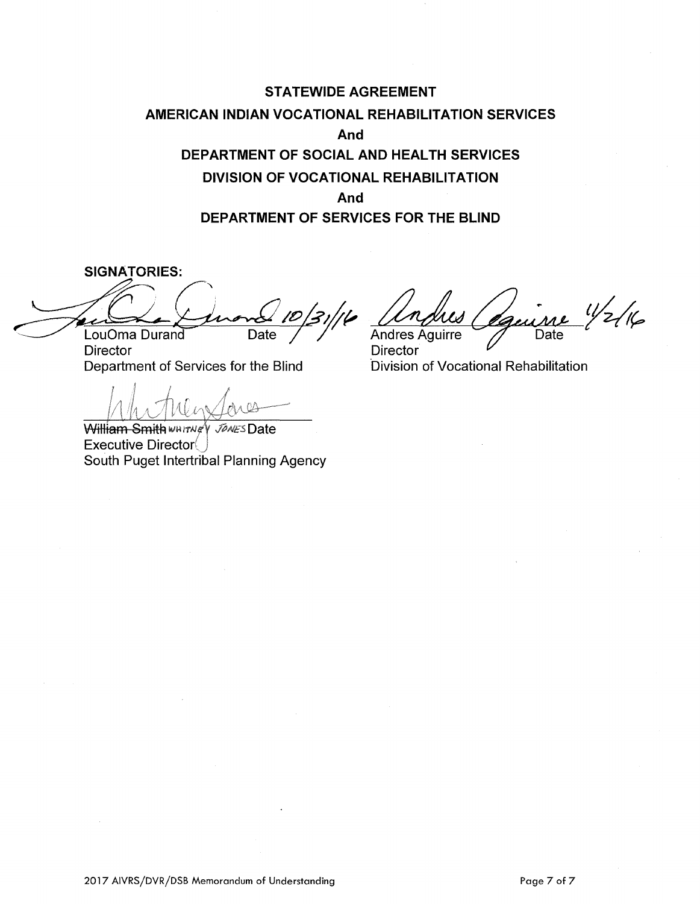**STATEWIDE AGREEMENT**

**AMERICAN INDIAN VOCATIONAL REHABILITATION SERVICES**

**And**

**DEPARTMENT OF SOCIAL AND HEALTH SERVICES**

**DIVISION OF VOCATIONAL REHABILITATION**

**And**

**DEPARTMENT OF SERVICES FOR THE BLIND**

**SIGNATORIES:**

10/31/16

LouOma Durand Date
Director
Department of Services for the Blind

11/2/16

Andres Aguirre Date
Director
Division of Vocational Rehabilitation

~~William Smith~~ WHITNEY JONES Date
Executive Director
South Puget Intertribal Planning Agency

2017 AIVRS/DVR/DSB Memorandum of Understanding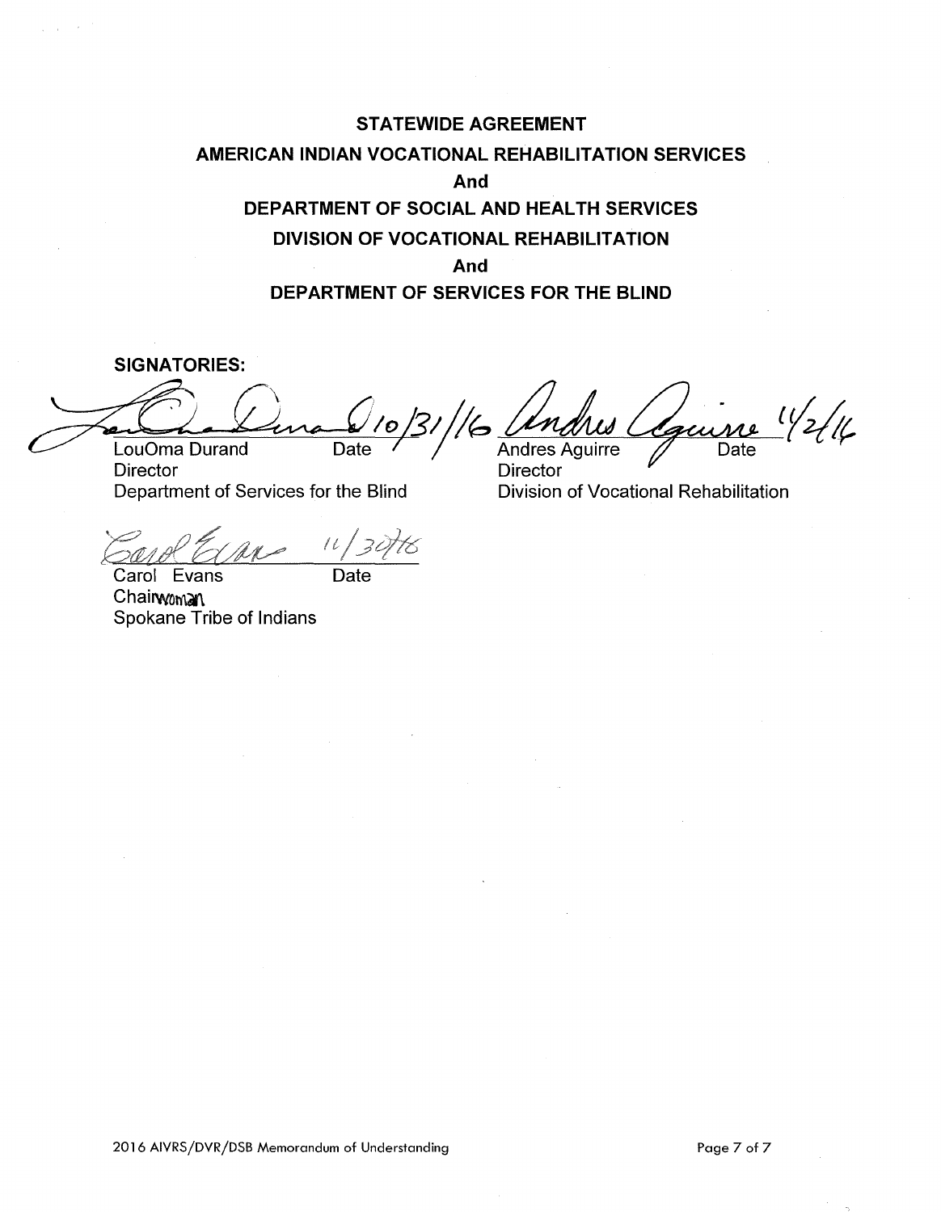**STATEWIDE AGREEMENT**

**AMERICAN INDIAN VOCATIONAL REHABILITATION SERVICES**

**And**

**DEPARTMENT OF SOCIAL AND HEALTH SERVICES**

**DIVISION OF VOCATIONAL REHABILITATION**

**And**

**DEPARTMENT OF SERVICES FOR THE BLIND**

**SIGNATORIES:**

10/31/16

LouOma Durand Date
Director
Department of Services for the Blind

11/2/16

Andres Aguirre Date
Director
Division of Vocational Rehabilitation

11/30/16

Carol Evans Date
Chairwoman
Spokane Tribe of Indians

2016 AIVRS/DVR/DSB Memorandum of Understanding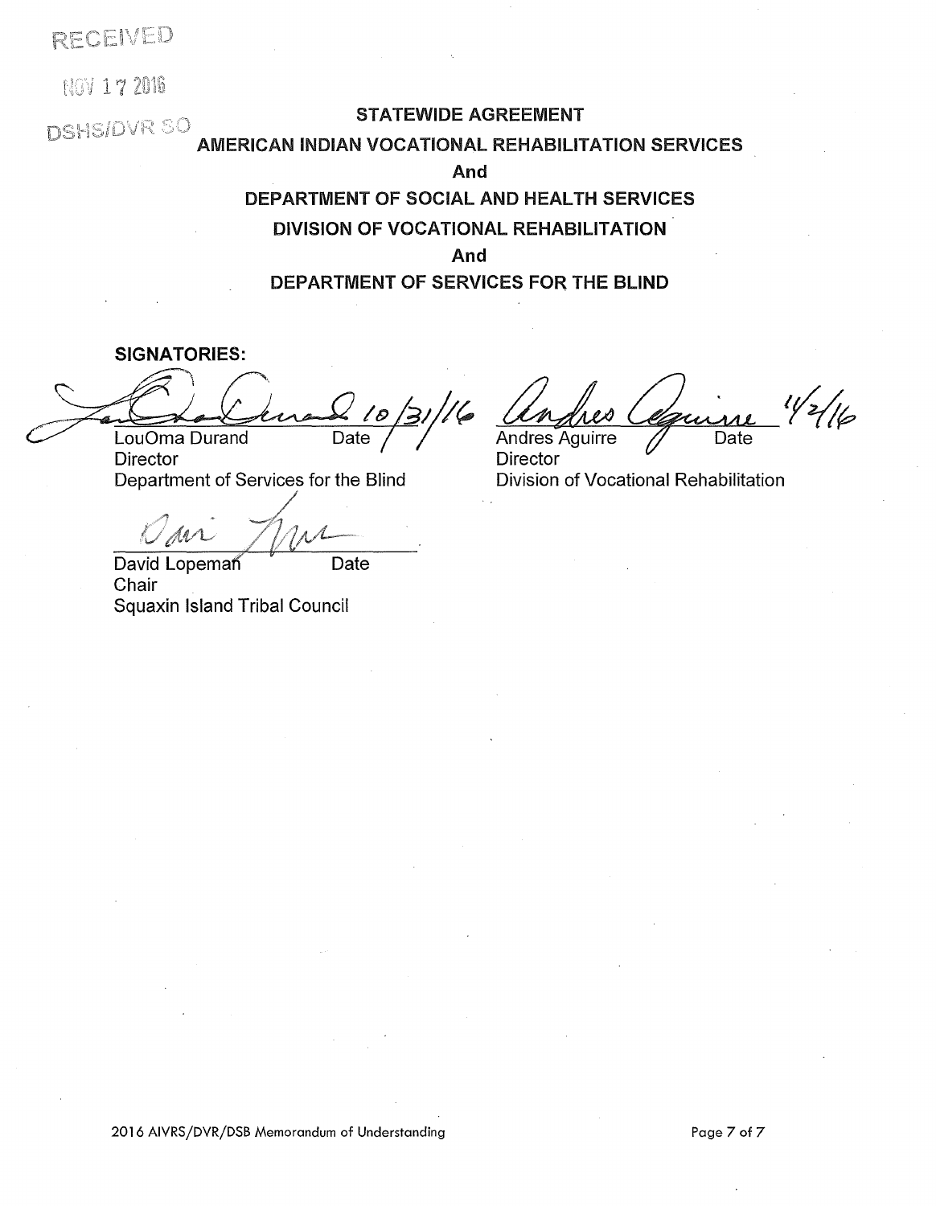RECEIVED

NOV 17 2016

DSHS/DVR SO

**STATEWIDE AGREEMENT**

**AMERICAN INDIAN VOCATIONAL REHABILITATION SERVICES**

**And**

**DEPARTMENT OF SOCIAL AND HEALTH SERVICES**

**DIVISION OF VOCATIONAL REHABILITATION**

**And**

**DEPARTMENT OF SERVICES FOR THE BLIND**

**SIGNATORIES:**

10/31/16

LouOma Durand Date
Director
Department of Services for the Blind

11/2/16

Andres Aguirre Date
Director
Division of Vocational Rehabilitation

David Lopeman Date
Chair
Squaxin Island Tribal Council

2016 AIVRS/DVR/DSB Memorandum of Understanding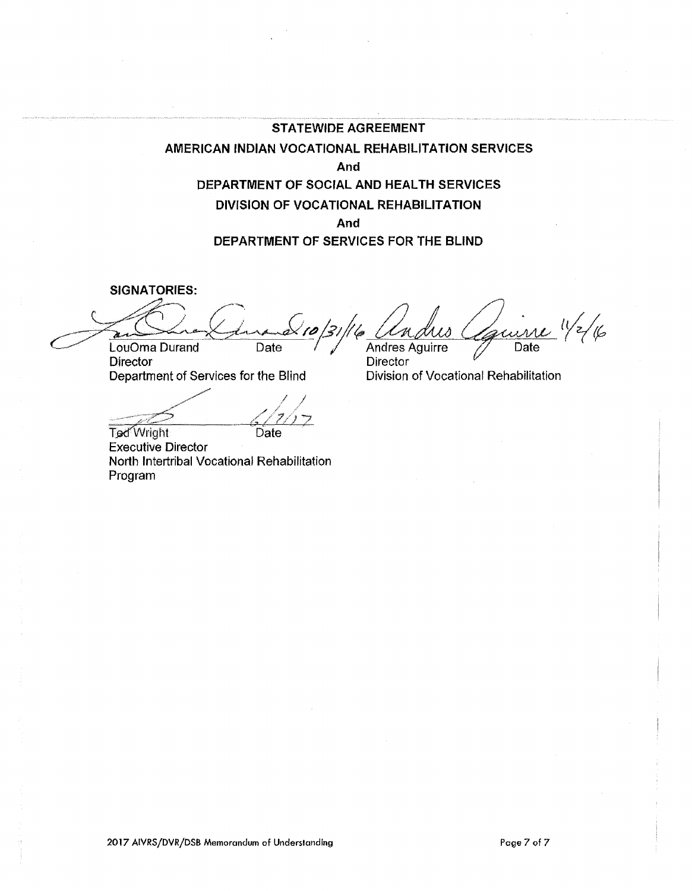**STATEWIDE AGREEMENT**

**AMERICAN INDIAN VOCATIONAL REHABILITATION SERVICES**

**And**

**DEPARTMENT OF SOCIAL AND HEALTH SERVICES**

**DIVISION OF VOCATIONAL REHABILITATION**

**And**

**DEPARTMENT OF SERVICES FOR THE BLIND**

**SIGNATORIES:**

10/31/16

LouOma Durand — Date
Director
Department of Services for the Blind

11/2/16

Andres Aguirre — Date
Director
Division of Vocational Rehabilitation

6/7/17

Ted Wright — Date
Executive Director
North Intertribal Vocational Rehabilitation Program

2017 AIVRS/DVR/DSB Memorandum of Understanding